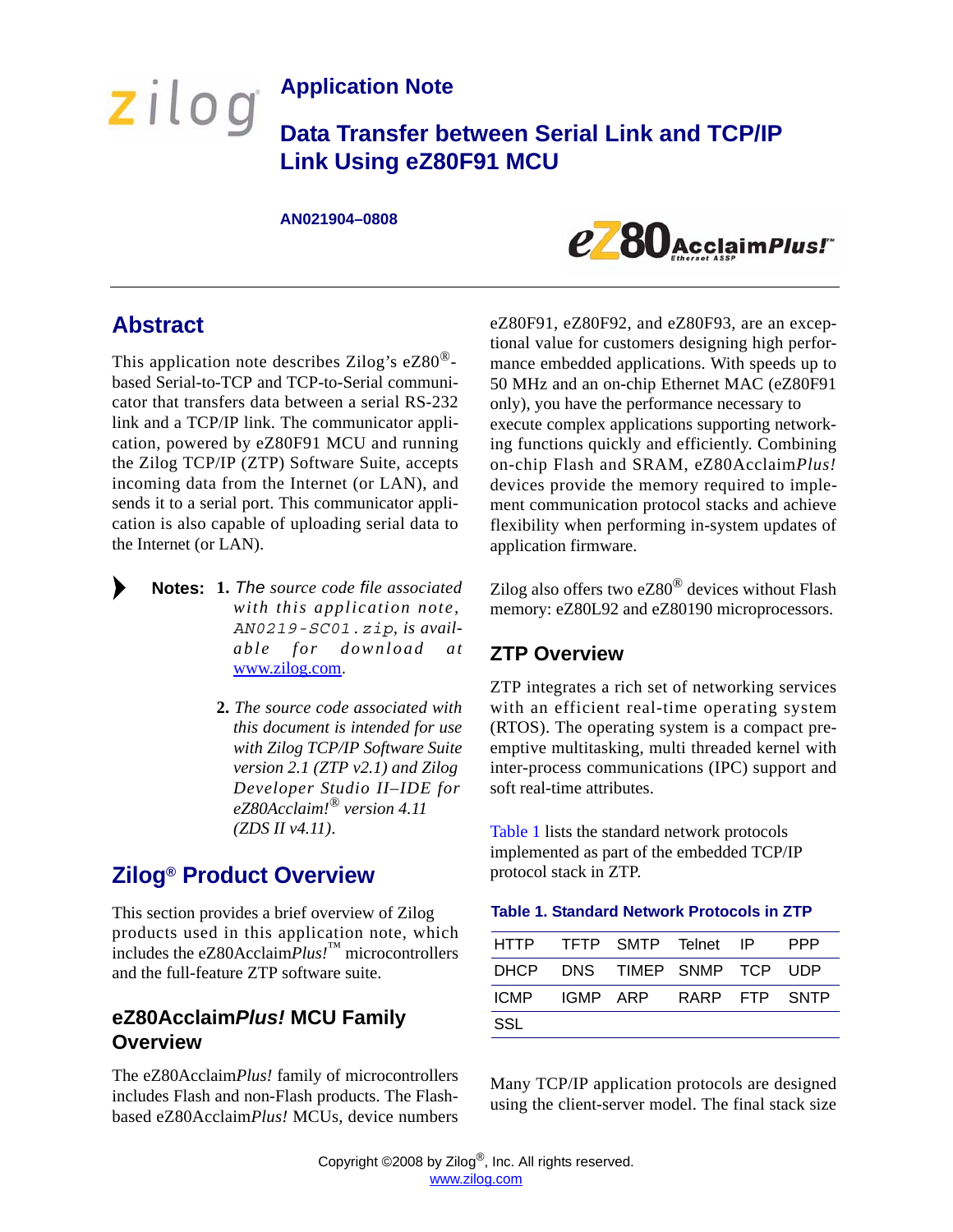# Application Note

# Data Transfer between Serial Link and TCP/IP Link Using eZ80F91 MCU

**AN021904–0808**

## Abstract

This application note describes Zilog's eZ80®-based Serial-to-TCP and TCP-to-Serial communicator that transfers data between a serial RS-232 link and a TCP/IP link. The communicator application, powered by eZ80F91 MCU and running the Zilog TCP/IP (ZTP) Software Suite, accepts incoming data from the Internet (or LAN), and sends it to a serial port. This communicator application is also capable of uploading serial data to the Internet (or LAN).

> **Notes:**
> 1. *The source code file associated with this application note, `AN0219-SC01.zip`, is available for download at* www.zilog.com.
> 2. *The source code associated with this document is intended for use with Zilog TCP/IP Software Suite version 2.1 (ZTP v2.1) and Zilog Developer Studio II–IDE for eZ80Acclaim!® version 4.11 (ZDS II v4.11).*

## Zilog® Product Overview

This section provides a brief overview of Zilog products used in this application note, which includes the eZ80Acclaim*Plus!*™ microcontrollers and the full-feature ZTP software suite.

### eZ80Acclaim*Plus!* MCU Family Overview

The eZ80Acclaim*Plus!* family of microcontrollers includes Flash and non-Flash products. The Flash-based eZ80Acclaim*Plus!* MCUs, device numbers eZ80F91, eZ80F92, and eZ80F93, are an exceptional value for customers designing high performance embedded applications. With speeds up to 50 MHz and an on-chip Ethernet MAC (eZ80F91 only), you have the performance necessary to execute complex applications supporting networking functions quickly and efficiently. Combining on-chip Flash and SRAM, eZ80Acclaim*Plus!* devices provide the memory required to implement communication protocol stacks and achieve flexibility when performing in-system updates of application firmware.

Zilog also offers two eZ80® devices without Flash memory: eZ80L92 and eZ80190 microprocessors.

### ZTP Overview

ZTP integrates a rich set of networking services with an efficient real-time operating system (RTOS). The operating system is a compact preemptive multitasking, multi threaded kernel with inter-process communications (IPC) support and soft real-time attributes.

Table 1 lists the standard network protocols implemented as part of the embedded TCP/IP protocol stack in ZTP.

**Table 1. Standard Network Protocols in ZTP**

| HTTP | TFTP | SMTP | Telnet | IP | PPP |
|---|---|---|---|---|---|
| DHCP | DNS | TIMEP | SNMP | TCP | UDP |
| ICMP | IGMP | ARP | RARP | FTP | SNTP |
| SSL | | | | | |

Many TCP/IP application protocols are designed using the client-server model. The final stack size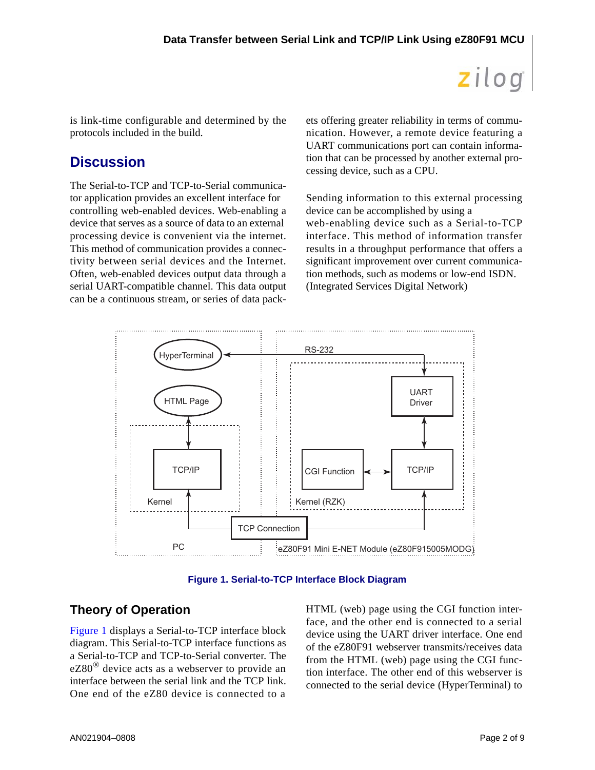is link-time configurable and determined by the protocols included in the build.

## Discussion

The Serial-to-TCP and TCP-to-Serial communicator application provides an excellent interface for controlling web-enabled devices. Web-enabling a device that serves as a source of data to an external processing device is convenient via the internet. This method of communication provides a connectivity between serial devices and the Internet. Often, web-enabled devices output data through a serial UART-compatible channel. This data output can be a continuous stream, or series of data packets offering greater reliability in terms of communication. However, a remote device featuring a UART communications port can contain information that can be processed by another external processing device, such as a CPU.

Sending information to this external processing device can be accomplished by using a web-enabling device such as a Serial-to-TCP interface. This method of information transfer results in a throughput performance that offers a significant improvement over current communication methods, such as modems or low-end ISDN. (Integrated Services Digital Network)

**Figure 1. Serial-to-TCP Interface Block Diagram**

## Theory of Operation

Figure 1 displays a Serial-to-TCP interface block diagram. This Serial-to-TCP interface functions as a Serial-to-TCP and TCP-to-Serial converter. The eZ80® device acts as a webserver to provide an interface between the serial link and the TCP link. One end of the eZ80 device is connected to a HTML (web) page using the CGI function interface, and the other end is connected to a serial device using the UART driver interface. One end of the eZ80F91 webserver transmits/receives data from the HTML (web) page using the CGI function interface. The other end of this webserver is connected to the serial device (HyperTerminal) to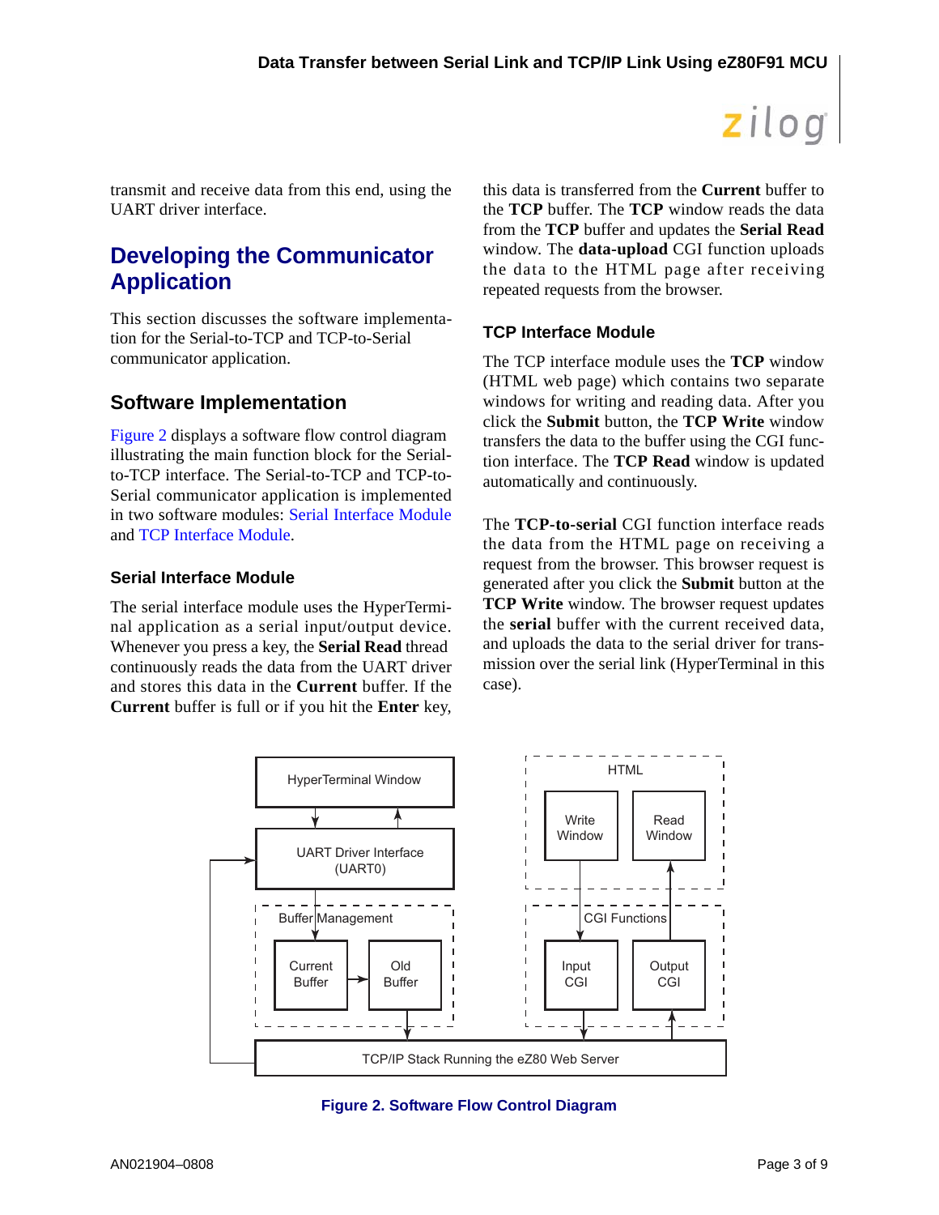transmit and receive data from this end, using the UART driver interface.

## Developing the Communicator Application

This section discusses the software implementation for the Serial-to-TCP and TCP-to-Serial communicator application.

### Software Implementation

Figure 2 displays a software flow control diagram illustrating the main function block for the Serial-to-TCP interface. The Serial-to-TCP and TCP-to-Serial communicator application is implemented in two software modules: Serial Interface Module and TCP Interface Module.

#### Serial Interface Module

The serial interface module uses the HyperTerminal application as a serial input/output device. Whenever you press a key, the **Serial Read** thread continuously reads the data from the UART driver and stores this data in the **Current** buffer. If the **Current** buffer is full or if you hit the **Enter** key, this data is transferred from the **Current** buffer to the **TCP** buffer. The **TCP** window reads the data from the **TCP** buffer and updates the **Serial Read** window. The **data-upload** CGI function uploads the data to the HTML page after receiving repeated requests from the browser.

#### TCP Interface Module

The TCP interface module uses the **TCP** window (HTML web page) which contains two separate windows for writing and reading data. After you click the **Submit** button, the **TCP Write** window transfers the data to the buffer using the CGI function interface. The **TCP Read** window is updated automatically and continuously.

The **TCP-to-serial** CGI function interface reads the data from the HTML page on receiving a request from the browser. This browser request is generated after you click the **Submit** button at the **TCP Write** window. The browser request updates the **serial** buffer with the current received data, and uploads the data to the serial driver for transmission over the serial link (HyperTerminal in this case).

HyperTerminal Window

UART Driver Interface (UART0)

Buffer Management

Current Buffer

Old Buffer

HTML

Write Window

Read Window

CGI Functions

Input CGI

Output CGI

TCP/IP Stack Running the eZ80 Web Server

**Figure 2. Software Flow Control Diagram**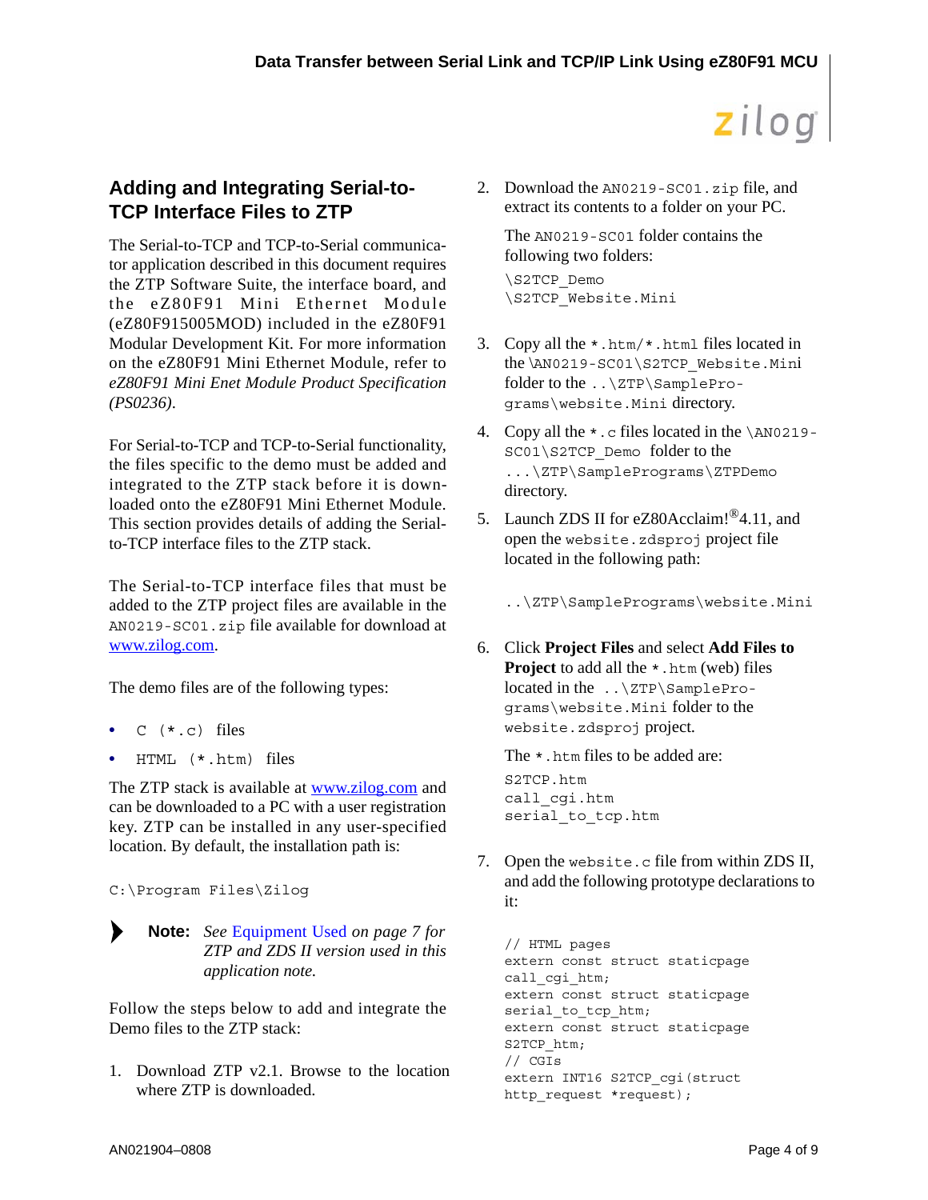## Adding and Integrating Serial-to-TCP Interface Files to ZTP

The Serial-to-TCP and TCP-to-Serial communicator application described in this document requires the ZTP Software Suite, the interface board, and the eZ80F91 Mini Ethernet Module (eZ80F915005MOD) included in the eZ80F91 Modular Development Kit. For more information on the eZ80F91 Mini Ethernet Module, refer to *eZ80F91 Mini Enet Module Product Specification (PS0236)*.

For Serial-to-TCP and TCP-to-Serial functionality, the files specific to the demo must be added and integrated to the ZTP stack before it is downloaded onto the eZ80F91 Mini Ethernet Module. This section provides details of adding the Serial-to-TCP interface files to the ZTP stack.

The Serial-to-TCP interface files that must be added to the ZTP project files are available in the `AN0219-SC01.zip` file available for download at www.zilog.com.

The demo files are of the following types:

- `C (*.c)` files
- `HTML (*.htm)` files

The ZTP stack is available at www.zilog.com and can be downloaded to a PC with a user registration key. ZTP can be installed in any user-specified location. By default, the installation path is:

```
C:\Program Files\Zilog
```

> **Note:** *See* Equipment Used *on page 7 for ZTP and ZDS II version used in this application note.*

Follow the steps below to add and integrate the Demo files to the ZTP stack:

1. Download ZTP v2.1. Browse to the location where ZTP is downloaded.
2. Download the `AN0219-SC01.zip` file, and extract its contents to a folder on your PC.

   The `AN0219-SC01` folder contains the following two folders:

   ```
   \S2TCP_Demo
   \S2TCP_Website.Mini
   ```

3. Copy all the `*.htm/*.html` files located in the `\AN0219-SC01\S2TCP_Website.Mini` folder to the `..\ZTP\SamplePrograms\website.Mini` directory.
4. Copy all the `*.c` files located in the `\AN0219-SC01\S2TCP_Demo` folder to the `...\ZTP\SamplePrograms\ZTPDemo` directory.
5. Launch ZDS II for eZ80Acclaim!® 4.11, and open the `website.zdsproj` project file located in the following path:

   ```
   ..\ZTP\SamplePrograms\website.Mini
   ```

6. Click **Project Files** and select **Add Files to Project** to add all the `*.htm` (web) files located in the `..\ZTP\SamplePrograms\website.Mini` folder to the `website.zdsproj` project.

   The `*.htm` files to be added are:

   ```
   S2TCP.htm
   call_cgi.htm
   serial_to_tcp.htm
   ```

7. Open the `website.c` file from within ZDS II, and add the following prototype declarations to it:

   ```
   // HTML pages
   extern const struct staticpage
   call_cgi_htm;
   extern const struct staticpage
   serial_to_tcp_htm;
   extern const struct staticpage
   S2TCP_htm;
   // CGIs
   extern INT16 S2TCP_cgi(struct
   http_request *request);
   ```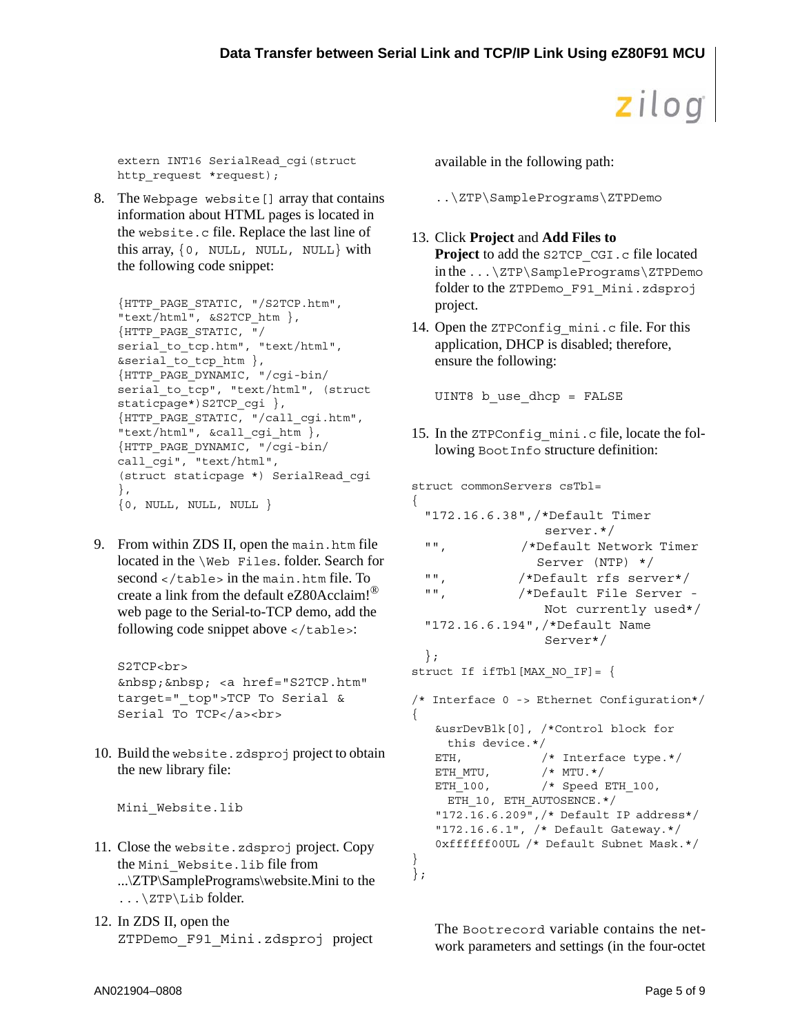```
extern INT16 SerialRead_cgi(struct
http_request *request);
```

8. The `Webpage website[]` array that contains information about HTML pages is located in the `website.c` file. Replace the last line of this array, `{0, NULL, NULL, NULL}` with the following code snippet:

```
{HTTP_PAGE_STATIC, "/S2TCP.htm",
"text/html", &S2TCP_htm },
{HTTP_PAGE_STATIC, "/
serial_to_tcp.htm", "text/html",
&serial_to_tcp_htm },
{HTTP_PAGE_DYNAMIC, "/cgi-bin/
serial_to_tcp", "text/html", (struct
staticpage*)S2TCP_cgi },
{HTTP_PAGE_STATIC, "/call_cgi.htm",
"text/html", &call_cgi_htm },
{HTTP_PAGE_DYNAMIC, "/cgi-bin/
call_cgi", "text/html",
(struct staticpage *) SerialRead_cgi
},
{0, NULL, NULL, NULL }
```

9. From within ZDS II, open the `main.htm` file located in the `\Web Files`. folder. Search for second `</table>` in the `main.htm` file. To create a link from the default eZ80Acclaim!® web page to the Serial-to-TCP demo, add the following code snippet above `</table>`:

```
S2TCP<br>
&nbsp;&nbsp; <a href="S2TCP.htm"
target="_top">TCP To Serial &
Serial To TCP</a><br>
```

10. Build the `website.zdsproj` project to obtain the new library file:

```
Mini_Website.lib
```

11. Close the `website.zdsproj` project. Copy the `Mini_Website.lib` file from ...\ZTP\SamplePrograms\website.Mini to the `...\ZTP\Lib` folder.

12. In ZDS II, open the `ZTPDemo_F91_Mini.zdsproj` project available in the following path:

```
..\ZTP\SamplePrograms\ZTPDemo
```

13. Click **Project** and **Add Files to Project** to add the `S2TCP_CGI.c` file located in the `...\ZTP\SamplePrograms\ZTPDemo` folder to the `ZTPDemo_F91_Mini.zdsproj` project.

14. Open the `ZTPConfig_mini.c` file. For this application, DHCP is disabled; therefore, ensure the following:

```
UINT8 b_use_dhcp = FALSE
```

15. In the `ZTPConfig_mini.c` file, locate the following `BootInfo` structure definition:

```
struct commonServers csTbl=
{
  "172.16.6.38",/*Default Timer
                 server.*/
  "",          /*Default Network Timer
                Server (NTP) */
  "",          /*Default rfs server*/
  "",          /*Default File Server -
                 Not currently used*/
  "172.16.6.194",/*Default Name
                 Server*/
  };
struct If ifTbl[MAX_NO_IF]= {

/* Interface 0 -> Ethernet Configuration*/
{
    &usrDevBlk[0], /*Control block for
      this device.*/
    ETH,           /* Interface type.*/
    ETH_MTU,       /* MTU.*/
    ETH_100,       /* Speed ETH_100,
      ETH_10, ETH_AUTOSENCE.*/
    "172.16.6.209",/* Default IP address*/
    "172.16.6.1", /* Default Gateway.*/
    0xffffff00UL /* Default Subnet Mask.*/
}
};
```

The `Bootrecord` variable contains the network parameters and settings (in the four-octet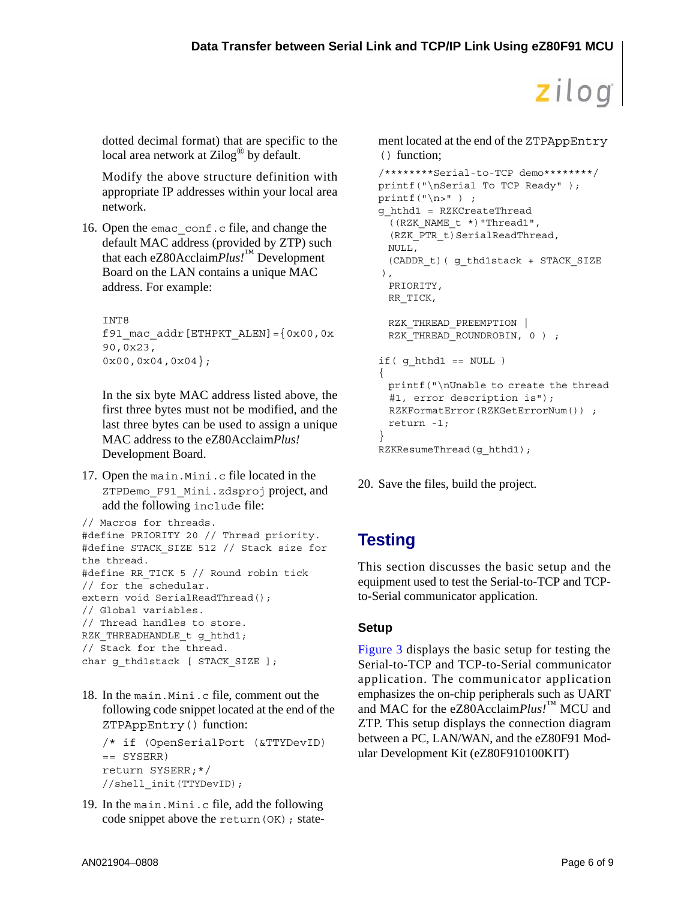dotted decimal format) that are specific to the local area network at Zilog® by default.

Modify the above structure definition with appropriate IP addresses within your local area network.

16. Open the `emac_conf.c` file, and change the default MAC address (provided by ZTP) such that each eZ80Acclaim*Plus!*™ Development Board on the LAN contains a unique MAC address. For example:

```
INT8
f91_mac_addr[ETHPKT_ALEN]={0x00,0x
90,0x23,
0x00,0x04,0x04};
```

In the six byte MAC address listed above, the first three bytes must not be modified, and the last three bytes can be used to assign a unique MAC address to the eZ80Acclaim*Plus!* Development Board.

17. Open the `main.Mini.c` file located in the `ZTPDemo_F91_Mini.zdsproj` project, and add the following `include` file:

```
// Macros for threads.
#define PRIORITY 20 // Thread priority.
#define STACK_SIZE 512 // Stack size for
the thread.
#define RR_TICK 5 // Round robin tick
// for the schedular.
extern void SerialReadThread();
// Global variables.
// Thread handles to store.
RZK_THREADHANDLE_t g_hthd1;
// Stack for the thread.
char g_thd1stack [ STACK_SIZE ];
```

18. In the `main.Mini.c` file, comment out the following code snippet located at the end of the `ZTPAppEntry()` function:

```
/* if (OpenSerialPort (&TTYDevID)
== SYSERR)
return SYSERR;*/
//shell_init(TTYDevID);
```

19. In the `main.Mini.c` file, add the following code snippet above the `return(OK);` statement located at the end of the `ZTPAppEntry()` function;

```
/********Serial-to-TCP demo********/
printf("\nSerial To TCP Ready" );
printf("\n>" ) ;
g_hthd1 = RZKCreateThread
  ((RZK_NAME_t *)"Thread1",
  (RZK_PTR_t)SerialReadThread,
  NULL,
  (CADDR_t)( g_thd1stack + STACK_SIZE
 ),
  PRIORITY,
  RR_TICK,

  RZK_THREAD_PREEMPTION |
  RZK_THREAD_ROUNDROBIN, 0 ) ;

if( g_hthd1 == NULL )
{
  printf("\nUnable to create the thread
  #1, error description is");
  RZKFormatError(RZKGetErrorNum()) ;
  return -1;
}
RZKResumeThread(g_hthd1);
```

20. Save the files, build the project.

## Testing

This section discusses the basic setup and the equipment used to test the Serial-to-TCP and TCP-to-Serial communicator application.

### Setup

Figure 3 displays the basic setup for testing the Serial-to-TCP and TCP-to-Serial communicator application. The communicator application emphasizes the on-chip peripherals such as UART and MAC for the eZ80Acclaim*Plus!*™ MCU and ZTP. This setup displays the connection diagram between a PC, LAN/WAN, and the eZ80F91 Modular Development Kit (eZ80F910100KIT)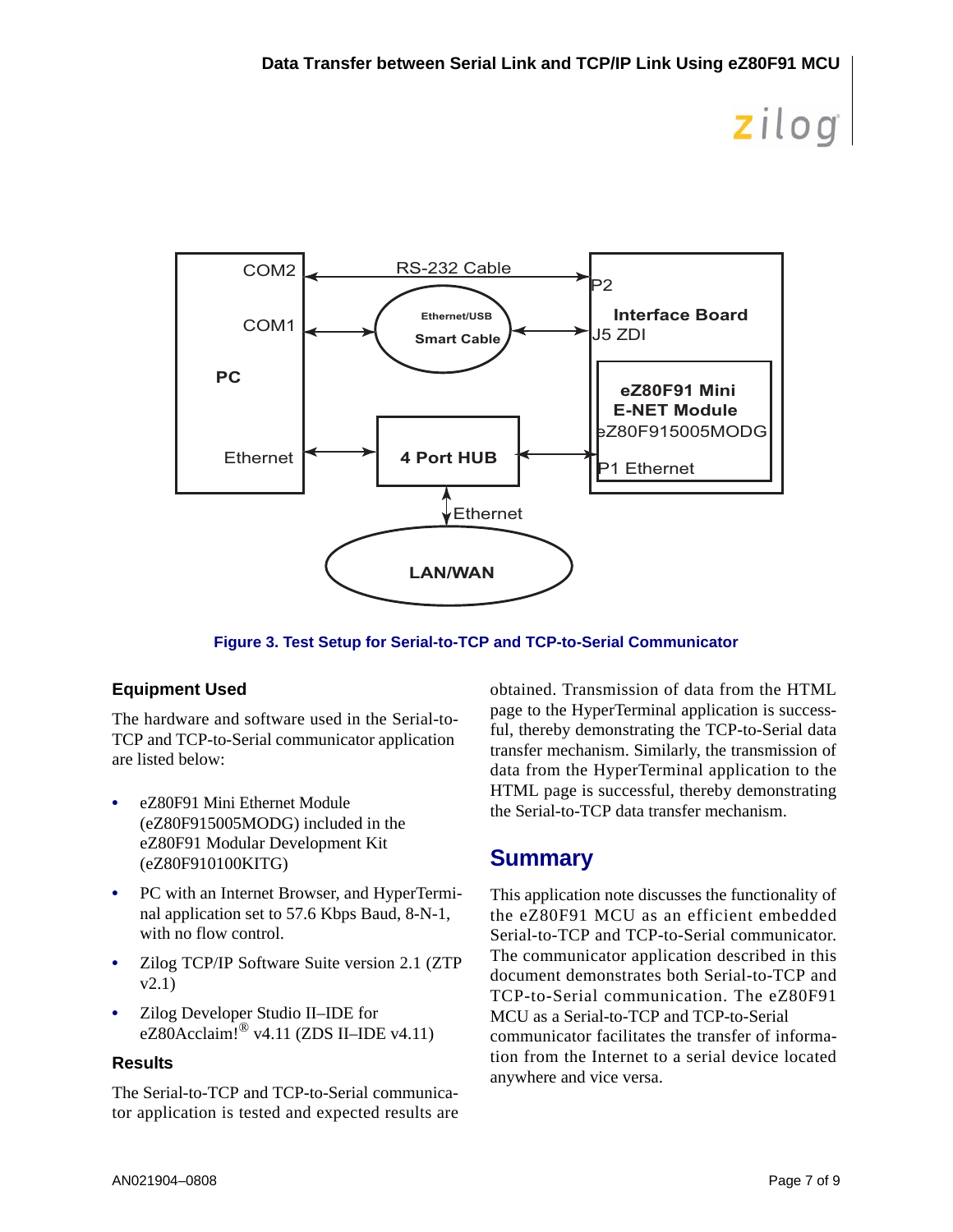Figure 3. Test Setup for Serial-to-TCP and TCP-to-Serial Communicator

### Equipment Used

The hardware and software used in the Serial-to-TCP and TCP-to-Serial communicator application are listed below:

- eZ80F91 Mini Ethernet Module (eZ80F915005MODG) included in the eZ80F91 Modular Development Kit (eZ80F910100KITG)
- PC with an Internet Browser, and HyperTerminal application set to 57.6 Kbps Baud, 8-N-1, with no flow control.
- Zilog TCP/IP Software Suite version 2.1 (ZTP v2.1)
- Zilog Developer Studio II–IDE for eZ80Acclaim!® v4.11 (ZDS II–IDE v4.11)

### Results

The Serial-to-TCP and TCP-to-Serial communicator application is tested and expected results are obtained. Transmission of data from the HTML page to the HyperTerminal application is successful, thereby demonstrating the TCP-to-Serial data transfer mechanism. Similarly, the transmission of data from the HyperTerminal application to the HTML page is successful, thereby demonstrating the Serial-to-TCP data transfer mechanism.

## Summary

This application note discusses the functionality of the eZ80F91 MCU as an efficient embedded Serial-to-TCP and TCP-to-Serial communicator. The communicator application described in this document demonstrates both Serial-to-TCP and TCP-to-Serial communication. The eZ80F91 MCU as a Serial-to-TCP and TCP-to-Serial communicator facilitates the transfer of information from the Internet to a serial device located anywhere and vice versa.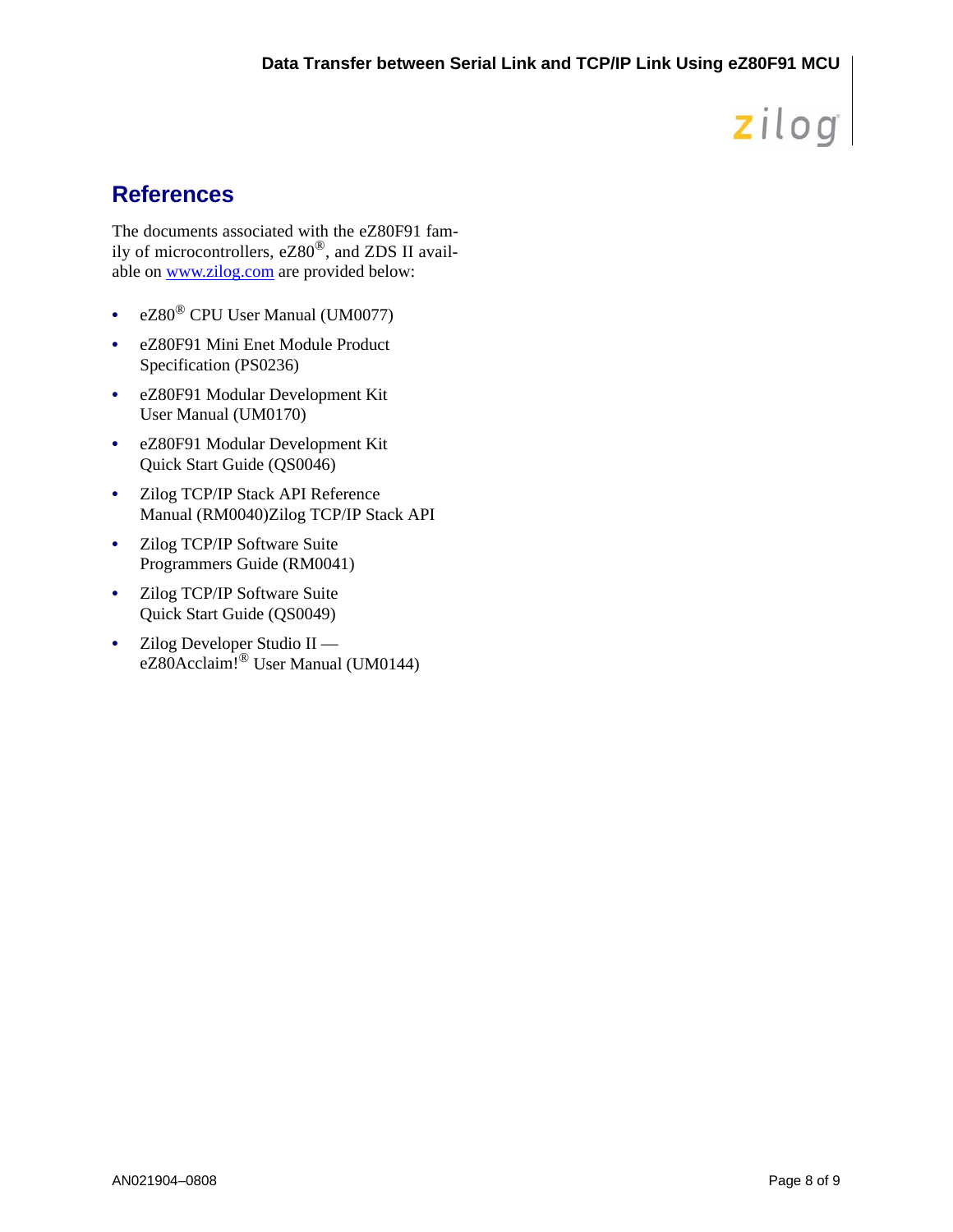## References

The documents associated with the eZ80F91 family of microcontrollers, eZ80®, and ZDS II available on [www.zilog.com](http://www.zilog.com) are provided below:

- eZ80® CPU User Manual (UM0077)
- eZ80F91 Mini Enet Module Product Specification (PS0236)
- eZ80F91 Modular Development Kit User Manual (UM0170)
- eZ80F91 Modular Development Kit Quick Start Guide (QS0046)
- Zilog TCP/IP Stack API Reference Manual (RM0040)Zilog TCP/IP Stack API
- Zilog TCP/IP Software Suite Programmers Guide (RM0041)
- Zilog TCP/IP Software Suite Quick Start Guide (QS0049)
- Zilog Developer Studio II — eZ80Acclaim!® User Manual (UM0144)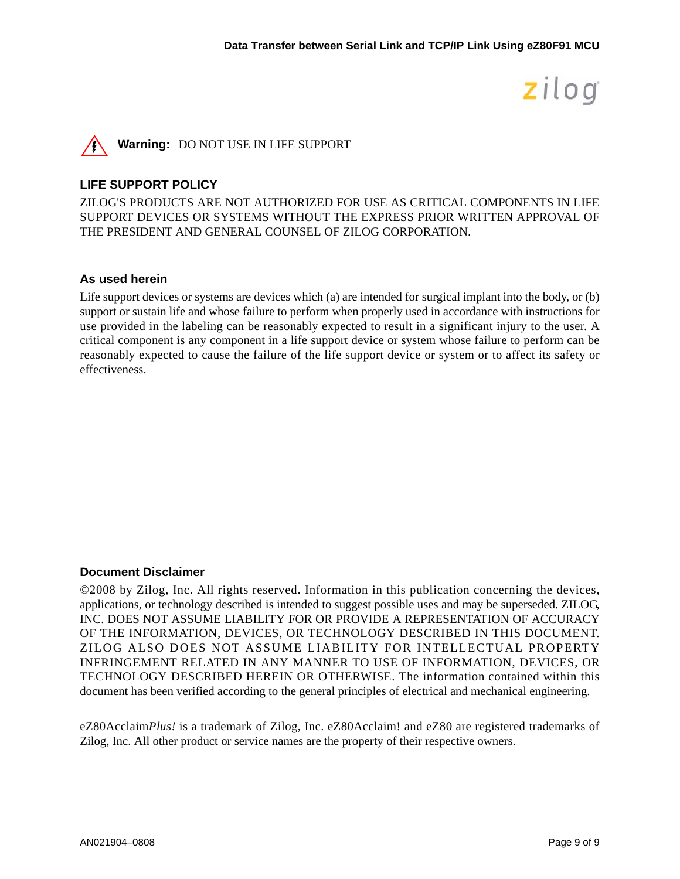**Warning:** DO NOT USE IN LIFE SUPPORT

### LIFE SUPPORT POLICY

ZILOG'S PRODUCTS ARE NOT AUTHORIZED FOR USE AS CRITICAL COMPONENTS IN LIFE SUPPORT DEVICES OR SYSTEMS WITHOUT THE EXPRESS PRIOR WRITTEN APPROVAL OF THE PRESIDENT AND GENERAL COUNSEL OF ZILOG CORPORATION.

#### As used herein

Life support devices or systems are devices which (a) are intended for surgical implant into the body, or (b) support or sustain life and whose failure to perform when properly used in accordance with instructions for use provided in the labeling can be reasonably expected to result in a significant injury to the user. A critical component is any component in a life support device or system whose failure to perform can be reasonably expected to cause the failure of the life support device or system or to affect its safety or effectiveness.

#### Document Disclaimer

©2008 by Zilog, Inc. All rights reserved. Information in this publication concerning the devices, applications, or technology described is intended to suggest possible uses and may be superseded. ZILOG, INC. DOES NOT ASSUME LIABILITY FOR OR PROVIDE A REPRESENTATION OF ACCURACY OF THE INFORMATION, DEVICES, OR TECHNOLOGY DESCRIBED IN THIS DOCUMENT. ZILOG ALSO DOES NOT ASSUME LIABILITY FOR INTELLECTUAL PROPERTY INFRINGEMENT RELATED IN ANY MANNER TO USE OF INFORMATION, DEVICES, OR TECHNOLOGY DESCRIBED HEREIN OR OTHERWISE. The information contained within this document has been verified according to the general principles of electrical and mechanical engineering.

eZ80Acclaim*Plus!* is a trademark of Zilog, Inc. eZ80Acclaim! and eZ80 are registered trademarks of Zilog, Inc. All other product or service names are the property of their respective owners.